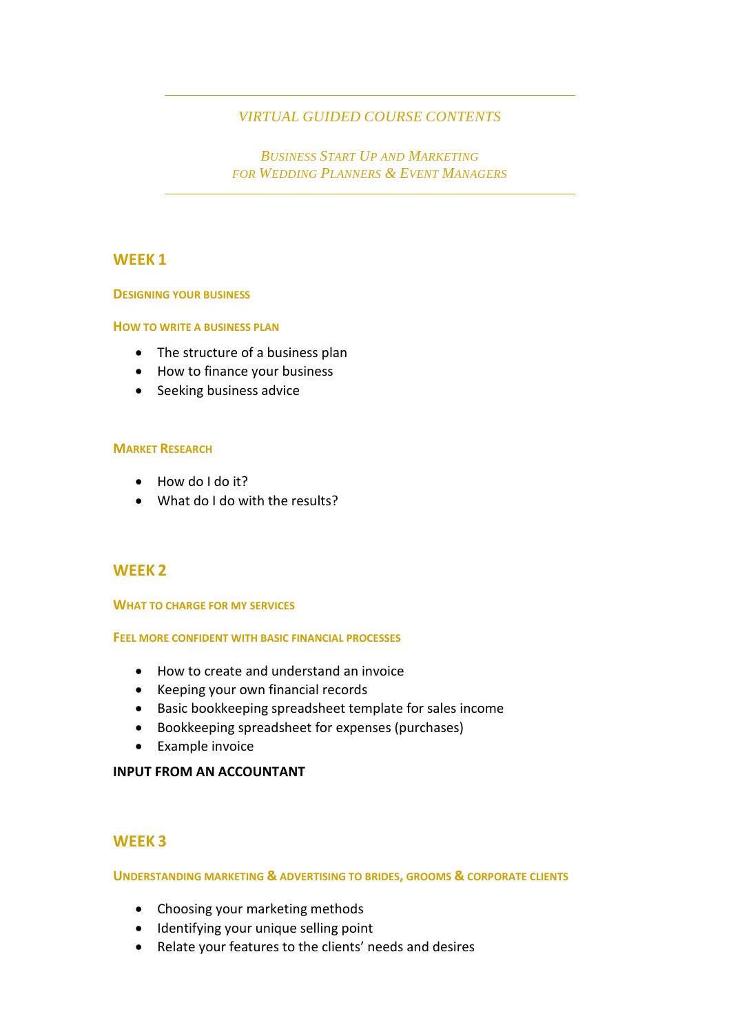*VIRTUAL GUIDED COURSE CONTENTS*

*BUSINESS START UP AND MARKETING FOR WEDDING PLANNERS & EVENT MANAGERS*

## WEEK 1

### DESIGNING YOUR BUSINESS

### HOW TO WRITE A BUSINESS PLAN

- The structure of a business plan
- How to finance your business
- Seeking business advice

### MARKET RESEARCH

- How do I do it?
- What do I do with the results?

## WEEK 2

### WHAT TO CHARGE FOR MY SERVICES

### FEEL MORE CONFIDENT WITH BASIC FINANCIAL PROCESSES

- How to create and understand an invoice
- Keeping your own financial records
- Basic bookkeeping spreadsheet template for sales income
- Bookkeeping spreadsheet for expenses (purchases)
- Example invoice

**INPUT FROM AN ACCOUNTANT**

## WEEK 3

### UNDERSTANDING MARKETING & ADVERTISING TO BRIDES, GROOMS & CORPORATE CLIENTS

- Choosing your marketing methods
- Identifying your unique selling point
- Relate your features to the clients' needs and desires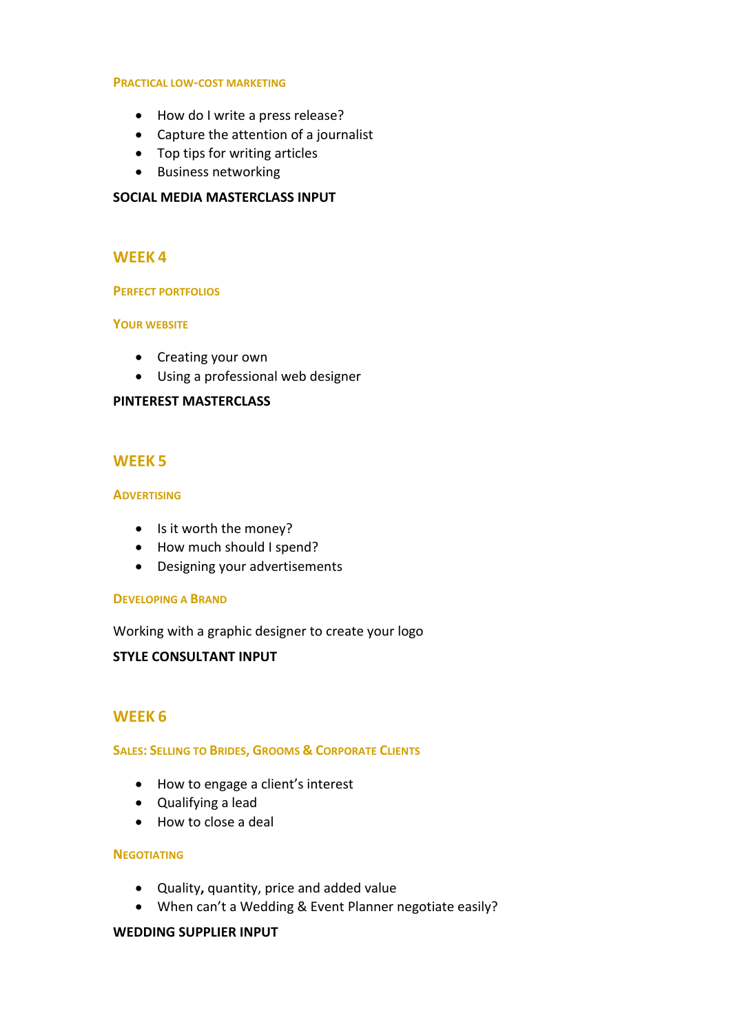### Practical low-cost marketing

- How do I write a press release?
- Capture the attention of a journalist
- Top tips for writing articles
- Business networking

**SOCIAL MEDIA MASTERCLASS INPUT**

## WEEK 4

### Perfect portfolios

### Your website

- Creating your own
- Using a professional web designer

**PINTEREST MASTERCLASS**

## WEEK 5

### Advertising

- Is it worth the money?
- How much should I spend?
- Designing your advertisements

### Developing a Brand

Working with a graphic designer to create your logo

**STYLE CONSULTANT INPUT**

## WEEK 6

### Sales: Selling to Brides, Grooms & Corporate Clients

- How to engage a client's interest
- Qualifying a lead
- How to close a deal

### Negotiating

- Quality**,** quantity, price and added value
- When can't a Wedding & Event Planner negotiate easily?

**WEDDING SUPPLIER INPUT**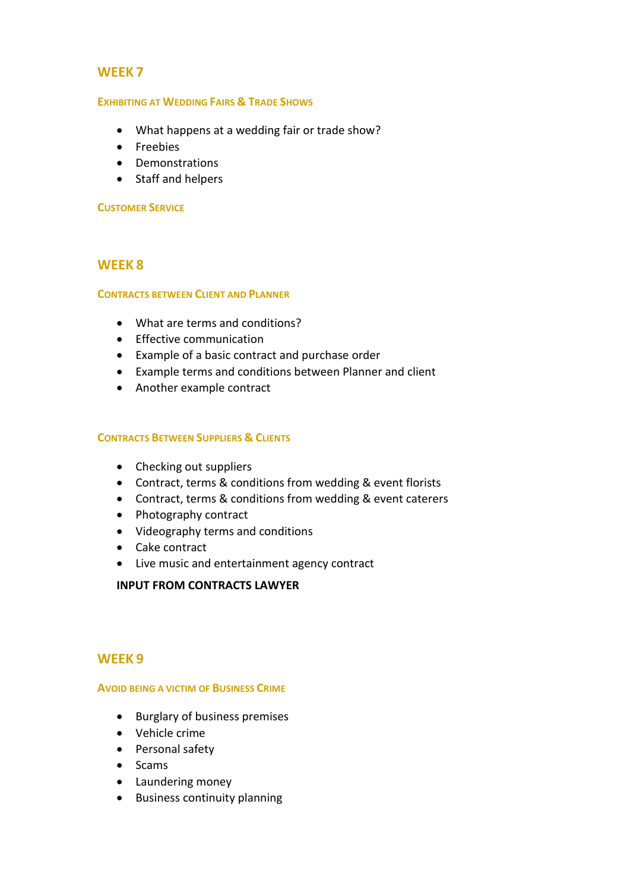## WEEK 7

### Exhibiting at Wedding Fairs & Trade Shows

- What happens at a wedding fair or trade show?
- Freebies
- Demonstrations
- Staff and helpers

### Customer Service

## WEEK 8

### Contracts between Client and Planner

- What are terms and conditions?
- Effective communication
- Example of a basic contract and purchase order
- Example terms and conditions between Planner and client
- Another example contract

### Contracts Between Suppliers & Clients

- Checking out suppliers
- Contract, terms & conditions from wedding & event florists
- Contract, terms & conditions from wedding & event caterers
- Photography contract
- Videography terms and conditions
- Cake contract
- Live music and entertainment agency contract

**INPUT FROM CONTRACTS LAWYER**

## WEEK 9

### Avoid being a victim of Business Crime

- Burglary of business premises
- Vehicle crime
- Personal safety
- Scams
- Laundering money
- Business continuity planning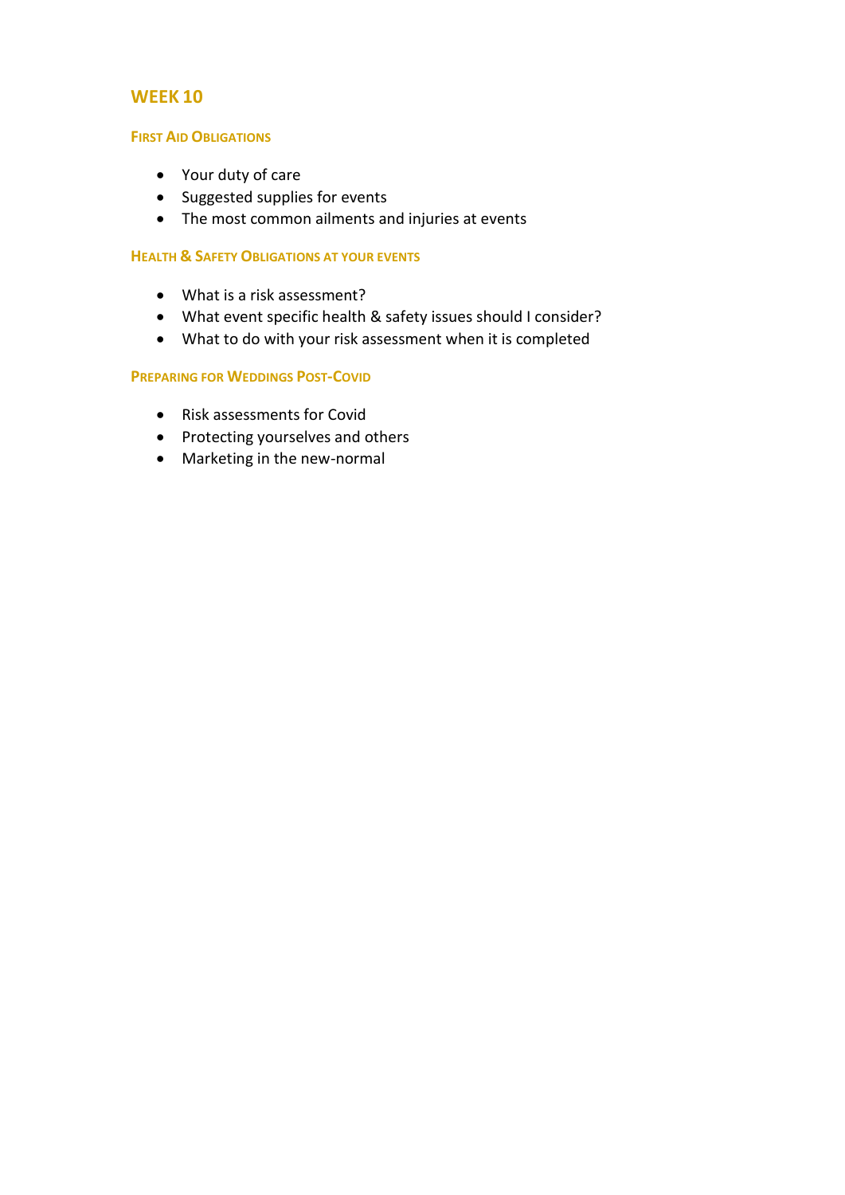## WEEK 10

### First Aid Obligations

- Your duty of care
- Suggested supplies for events
- The most common ailments and injuries at events

### Health & Safety Obligations at your events

- What is a risk assessment?
- What event specific health & safety issues should I consider?
- What to do with your risk assessment when it is completed

### Preparing for Weddings Post-Covid

- Risk assessments for Covid
- Protecting yourselves and others
- Marketing in the new-normal